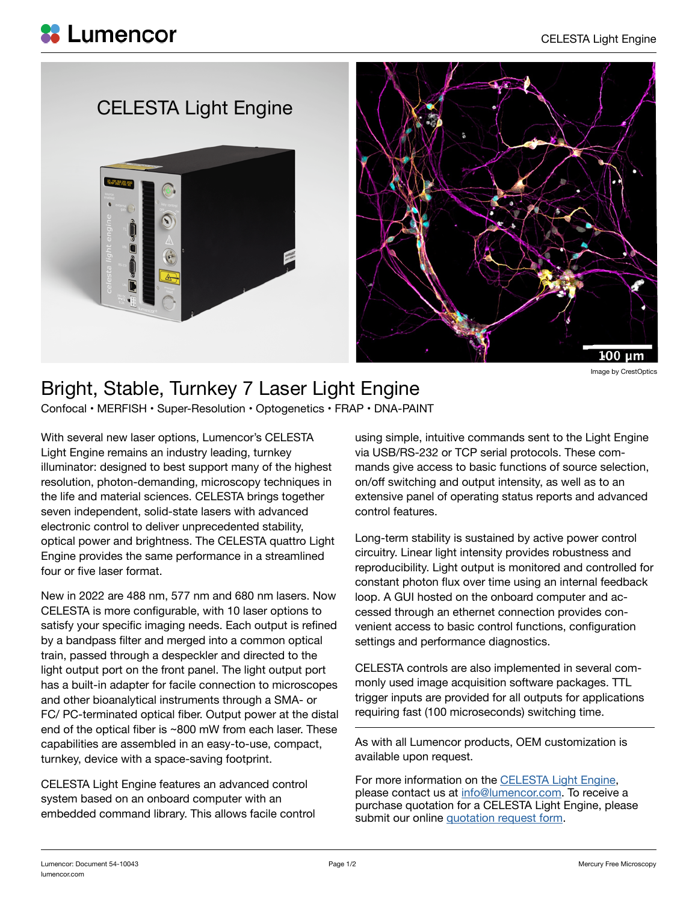# Bright, Stable, Turnkey 7 Laser Light Engine

Confocal • MERFISH • Super-Resolution • Optogenetics • FRAP • DNA-PAINT

Image by CrestOptics

With several new laser options, Lumencor's CELESTA Light Engine remains an industry leading, turnkey illuminator: designed to best support many of the highest resolution, photon-demanding, microscopy techniques in the life and material sciences. CELESTA brings together seven independent, solid-state lasers with advanced electronic control to deliver unprecedented stability, optical power and brightness. The CELESTA quattro Light Engine provides the same performance in a streamlined four or five laser format.

New in 2022 are 488 nm, 577 nm and 680 nm lasers. Now CELESTA is more configurable, with 10 laser options to satisfy your specific imaging needs. Each output is refined by a bandpass filter and merged into a common optical train, passed through a despeckler and directed to the light output port on the front panel. The light output port has a built-in adapter for facile connection to microscopes and other bioanalytical instruments through a SMA- or FC/ PC-terminated optical fiber. Output power at the distal end of the optical fiber is ~800 mW from each laser. These capabilities are assembled in an easy-to-use, compact, turnkey, device with a space-saving footprint.

CELESTA Light Engine features an advanced control system based on an onboard computer with an embedded command library. This allows facile control using simple, intuitive commands sent to the Light Engine via USB/RS-232 or TCP serial protocols. These commands give access to basic functions of source selection, on/off switching and output intensity, as well as to an extensive panel of operating status reports and advanced control features.

Long-term stability is sustained by active power control circuitry. Linear light intensity provides robustness and reproducibility. Light output is monitored and controlled for constant photon flux over time using an internal feedback loop. A GUI hosted on the onboard computer and accessed through an ethernet connection provides convenient access to basic control functions, configuration settings and performance diagnostics.

CELESTA controls are also implemented in several commonly used image acquisition software packages. TTL trigger inputs are provided for all outputs for applications requiring fast (100 microseconds) switching time.

---

As with all Lumencor products, OEM customization is available upon request.

For more information on the CELESTA Light Engine, please contact us at info@lumencor.com. To receive a purchase quotation for a CELESTA Light Engine, please submit our online quotation request form.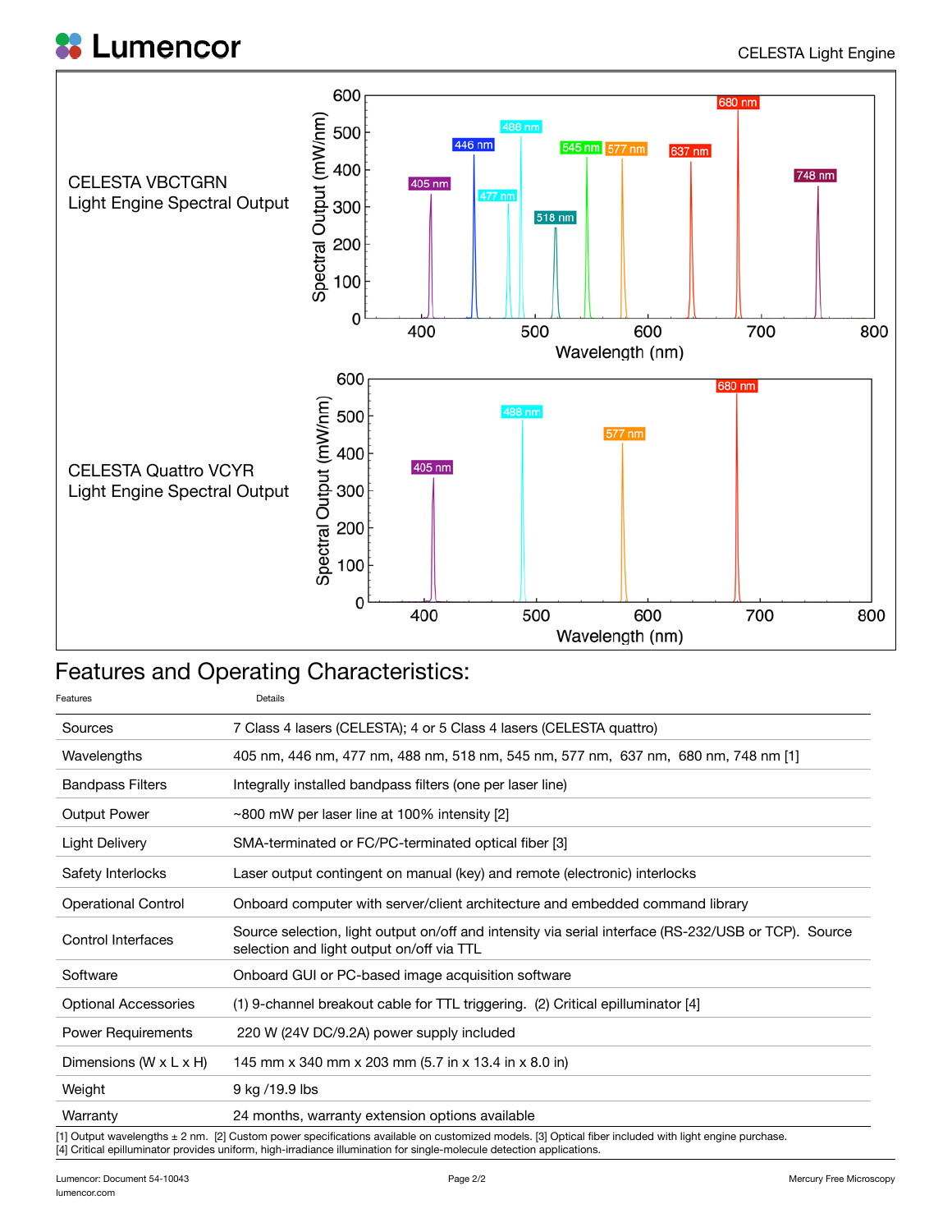CELESTA VBCTGRN
Light Engine Spectral Output

Spectral Output (mW/nm)
600
500
400
300
200
100
0
400 500 600 700 800
Wavelength (nm)
405 nm
446 nm
477 nm
488 nm
518 nm
545 nm
577 nm
637 nm
680 nm
748 nm

CELESTA Quattro VCYR
Light Engine Spectral Output

Spectral Output (mW/nm)
600
500
400
300
200
100
0
400 500 600 700 800
Wavelength (nm)
405 nm
488 nm
577 nm
680 nm

## Features and Operating Characteristics:

| Features | Details |
|---|---|
| Sources | 7 Class 4 lasers (CELESTA); 4 or 5 Class 4 lasers (CELESTA quattro) |
| Wavelengths | 405 nm, 446 nm, 477 nm, 488 nm, 518 nm, 545 nm, 577 nm, 637 nm, 680 nm, 748 nm [1] |
| Bandpass Filters | Integrally installed bandpass filters (one per laser line) |
| Output Power | ~800 mW per laser line at 100% intensity [2] |
| Light Delivery | SMA-terminated or FC/PC-terminated optical fiber [3] |
| Safety Interlocks | Laser output contingent on manual (key) and remote (electronic) interlocks |
| Operational Control | Onboard computer with server/client architecture and embedded command library |
| Control Interfaces | Source selection, light output on/off and intensity via serial interface (RS-232/USB or TCP). Source selection and light output on/off via TTL |
| Software | Onboard GUI or PC-based image acquisition software |
| Optional Accessories | (1) 9-channel breakout cable for TTL triggering. (2) Critical epilluminator [4] |
| Power Requirements | 220 W (24V DC/9.2A) power supply included |
| Dimensions (W x L x H) | 145 mm x 340 mm x 203 mm (5.7 in x 13.4 in x 8.0 in) |
| Weight | 9 kg /19.9 lbs |
| Warranty | 24 months, warranty extension options available |

[1] Output wavelengths ± 2 nm. [2] Custom power specifications available on customized models. [3] Optical fiber included with light engine purchase.
[4] Critical epilluminator provides uniform, high-irradiance illumination for single-molecule detection applications.